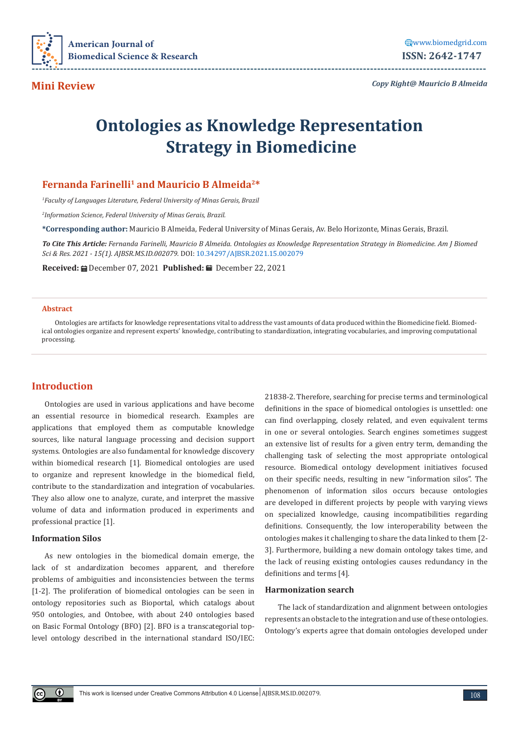Mini Review

# Ontologies as Knowledge Representation Strategy in Biomedicine

**Fernanda Farinelli[1] and Mauricio B Almeida[2]***

*[1]Faculty of Languages Literature, Federal University of Minas Gerais, Brazil*

*[2]Information Science, Federal University of Minas Gerais, Brazil.*

**\*Corresponding author:** Mauricio B Almeida, Federal University of Minas Gerais, Av. Belo Horizonte, Minas Gerais, Brazil.

***To Cite This Article:*** *Fernanda Farinelli, Mauricio B Almeida. Ontologies as Knowledge Representation Strategy in Biomedicine. Am J Biomed Sci & Res. 2021 - 15(1). AJBSR.MS.ID.002079.* DOI: 10.34297/AJBSR.2021.15.002079

**Received:** December 07, 2021 **Published:** December 22, 2021

## Abstract

Ontologies are artifacts for knowledge representations vital to address the vast amounts of data produced within the Biomedicine field. Biomedical ontologies organize and represent experts' knowledge, contributing to standardization, integrating vocabularies, and improving computational processing.

## Introduction

Ontologies are used in various applications and have become an essential resource in biomedical research. Examples are applications that employed them as computable knowledge sources, like natural language processing and decision support systems. Ontologies are also fundamental for knowledge discovery within biomedical research [1]. Biomedical ontologies are used to organize and represent knowledge in the biomedical field, contribute to the standardization and integration of vocabularies. They also allow one to analyze, curate, and interpret the massive volume of data and information produced in experiments and professional practice [1].

### Information Silos

As new ontologies in the biomedical domain emerge, the lack of st andardization becomes apparent, and therefore problems of ambiguities and inconsistencies between the terms [1-2]. The proliferation of biomedical ontologies can be seen in ontology repositories such as Bioportal, which catalogs about 950 ontologies, and Ontobee, with about 240 ontologies based on Basic Formal Ontology (BFO) [2]. BFO is a transcategorial top-level ontology described in the international standard ISO/IEC: 21838-2. Therefore, searching for precise terms and terminological definitions in the space of biomedical ontologies is unsettled: one can find overlapping, closely related, and even equivalent terms in one or several ontologies. Search engines sometimes suggest an extensive list of results for a given entry term, demanding the challenging task of selecting the most appropriate ontological resource. Biomedical ontology development initiatives focused on their specific needs, resulting in new "information silos". The phenomenon of information silos occurs because ontologies are developed in different projects by people with varying views on specialized knowledge, causing incompatibilities regarding definitions. Consequently, the low interoperability between the ontologies makes it challenging to share the data linked to them [2-3]. Furthermore, building a new domain ontology takes time, and the lack of reusing existing ontologies causes redundancy in the definitions and terms [4].

### Harmonization search

The lack of standardization and alignment between ontologies represents an obstacle to the integration and use of these ontologies. Ontology's experts agree that domain ontologies developed under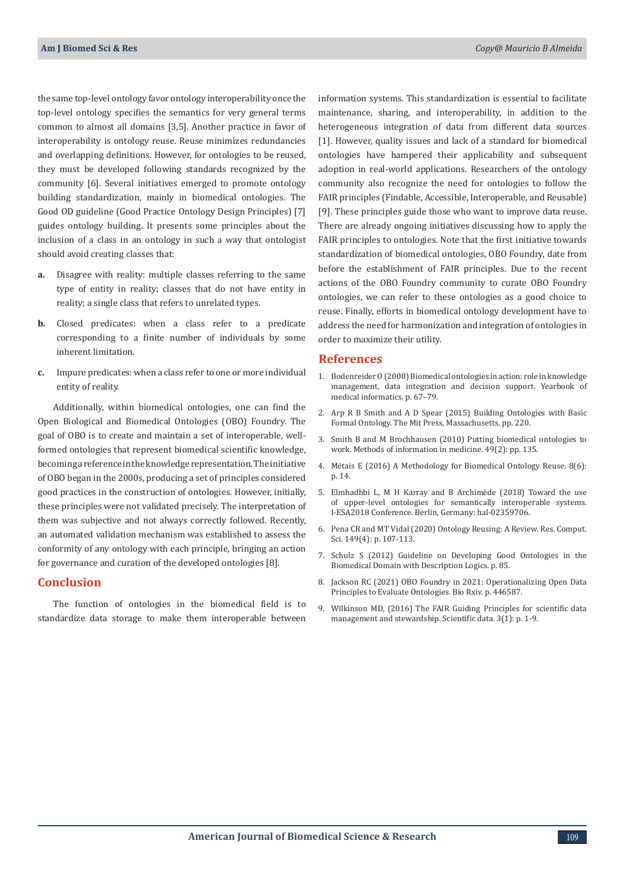the same top-level ontology favor ontology interoperability once the top-level ontology specifies the semantics for very general terms common to almost all domains [3,5]. Another practice in favor of interoperability is ontology reuse. Reuse minimizes redundancies and overlapping definitions. However, for ontologies to be reused, they must be developed following standards recognized by the community [6]. Several initiatives emerged to promote ontology building standardization, mainly in biomedical ontologies. The Good OD guideline (Good Practice Ontology Design Principles) [7] guides ontology building. It presents some principles about the inclusion of a class in an ontology in such a way that ontologist should avoid creating classes that:

**a.** Disagree with reality: multiple classes referring to the same type of entity in reality; classes that do not have entity in reality; a single class that refers to unrelated types.

**b.** Closed predicates: when a class refer to a predicate corresponding to a finite number of individuals by some inherent limitation.

**c.** Impure predicates: when a class refer to one or more individual entity of reality.

Additionally, within biomedical ontologies, one can find the Open Biological and Biomedical Ontologies (OBO) Foundry. The goal of OBO is to create and maintain a set of interoperable, well-formed ontologies that represent biomedical scientific knowledge, becoming a reference in the knowledge representation. The initiative of OBO began in the 2000s, producing a set of principles considered good practices in the construction of ontologies. However, initially, these principles were not validated precisely. The interpretation of them was subjective and not always correctly followed. Recently, an automated validation mechanism was established to assess the conformity of any ontology with each principle, bringing an action for governance and curation of the developed ontologies [8].

## Conclusion

The function of ontologies in the biomedical field is to standardize data storage to make them interoperable between information systems. This standardization is essential to facilitate maintenance, sharing, and interoperability, in addition to the heterogeneous integration of data from different data sources [1]. However, quality issues and lack of a standard for biomedical ontologies have hampered their applicability and subsequent adoption in real-world applications. Researchers of the ontology community also recognize the need for ontologies to follow the FAIR principles (Findable, Accessible, Interoperable, and Reusable) [9]. These principles guide those who want to improve data reuse. There are already ongoing initiatives discussing how to apply the FAIR principles to ontologies. Note that the first initiative towards standardization of biomedical ontologies, OBO Foundry, date from before the establishment of FAIR principles. Due to the recent actions of the OBO Foundry community to curate OBO Foundry ontologies, we can refer to these ontologies as a good choice to reuse. Finally, efforts in biomedical ontology development have to address the need for harmonization and integration of ontologies in order to maximize their utility.

## References

1. Bodenreider O (2008) Biomedical ontologies in action: role in knowledge management, data integration and decision support. Yearbook of medical informatics. p. 67–79.
2. Arp R B Smith and A D Spear (2015) Building Ontologies with Basic Formal Ontology. The Mit Press, Massachusetts, pp. 220.
3. Smith B and M Brochhausen (2010) Putting biomedical ontologies to work. Methods of information in medicine. 49(2): pp. 135.
4. Métais E (2016) A Methodology for Biomedical Ontology Reuse. 8(6): p. 14.
5. Elmhadhbi L, M H Karray and B Archimède (2018) Toward the use of upper-level ontologies for semantically interoperable systems. I-ESA2018 Conference. Berlin, Germany: hal-02359706.
6. Pena CR and MT Vidal (2020) Ontology Reusing: A Review. Res. Comput. Sci. 149(4): p. 107-113.
7. Schulz S (2012) Guideline on Developing Good Ontologies in the Biomedical Domain with Description Logics. p. 85.
8. Jackson RC (2021) OBO Foundry in 2021: Operationalizing Open Data Principles to Evaluate Ontologies. Bio Rxiv. p. 446587.
9. Wilkinson MD, (2016) The FAIR Guiding Principles for scientific data management and stewardship. Scientific data. 3(1): p. 1-9.